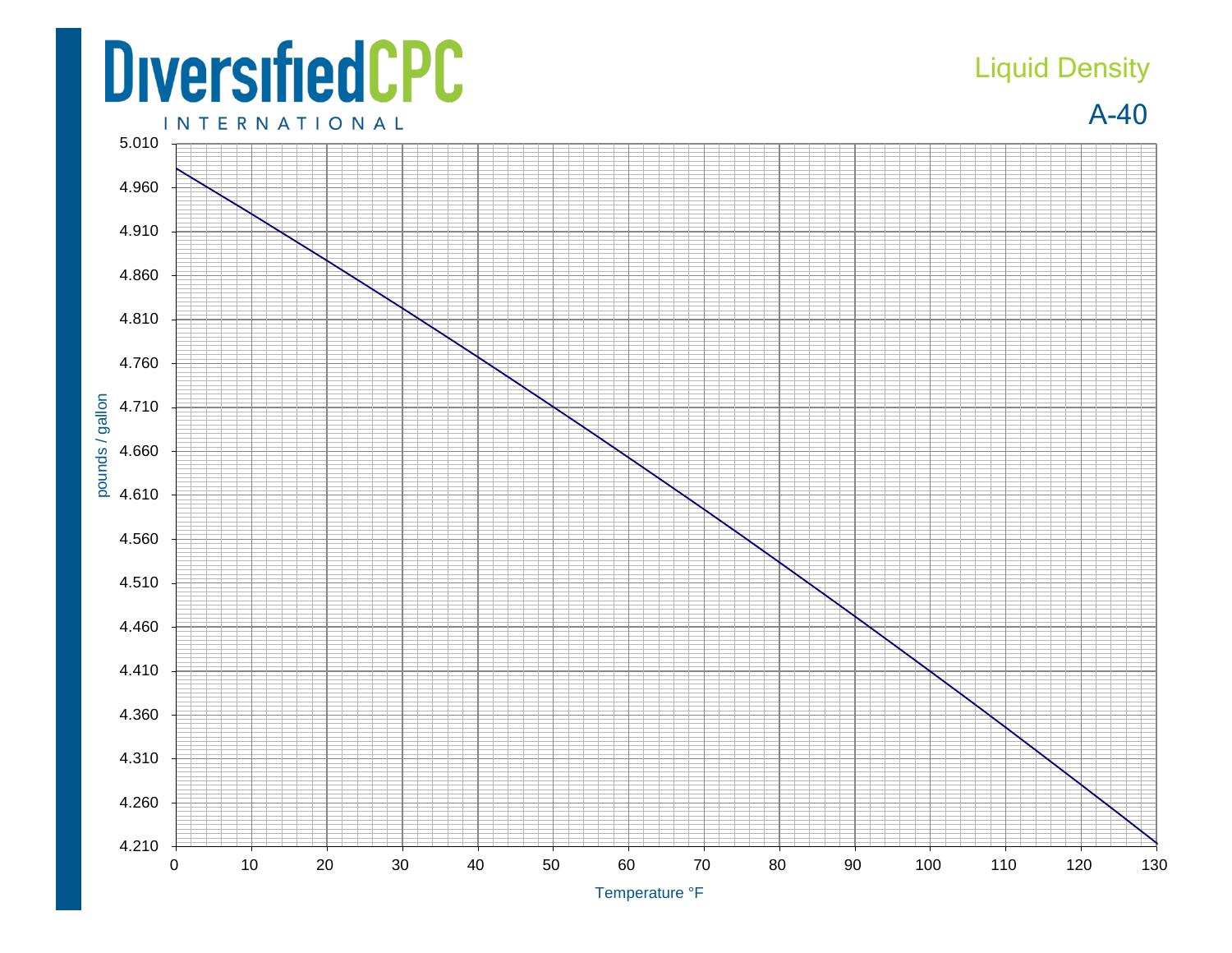DiversifiedCPC

INTERNATIONAL

Liquid Density

A-40

pounds / gallon

5.010
4.960
4.910
4.860
4.810
4.760
4.710
4.660
4.610
4.560
4.510
4.460
4.410
4.360
4.310
4.260
4.210

0 10 20 30 40 50 60 70 80 90 100 110 120 130

Temperature °F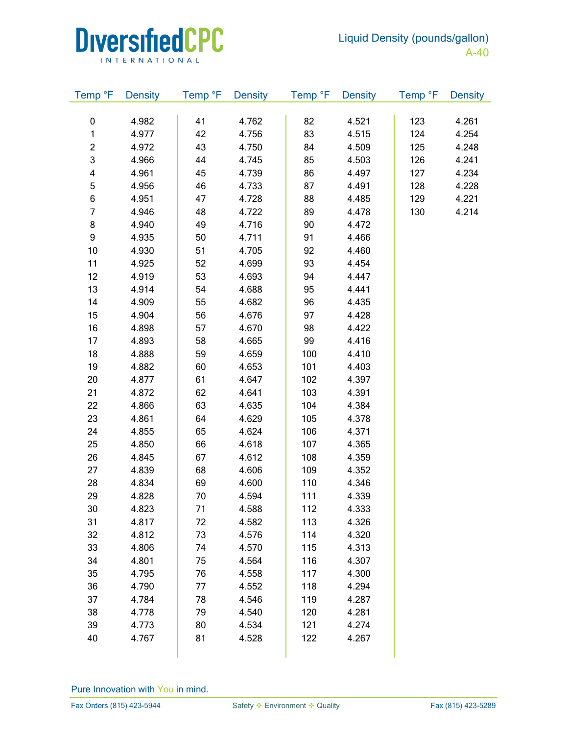DiversifiedCPC INTERNATIONAL

# Liquid Density (pounds/gallon)

## A-40

| Temp °F | Density | Temp °F | Density | Temp °F | Density | Temp °F | Density |
|---|---|---|---|---|---|---|---|
| 0 | 4.982 | 41 | 4.762 | 82 | 4.521 | 123 | 4.261 |
| 1 | 4.977 | 42 | 4.756 | 83 | 4.515 | 124 | 4.254 |
| 2 | 4.972 | 43 | 4.750 | 84 | 4.509 | 125 | 4.248 |
| 3 | 4.966 | 44 | 4.745 | 85 | 4.503 | 126 | 4.241 |
| 4 | 4.961 | 45 | 4.739 | 86 | 4.497 | 127 | 4.234 |
| 5 | 4.956 | 46 | 4.733 | 87 | 4.491 | 128 | 4.228 |
| 6 | 4.951 | 47 | 4.728 | 88 | 4.485 | 129 | 4.221 |
| 7 | 4.946 | 48 | 4.722 | 89 | 4.478 | 130 | 4.214 |
| 8 | 4.940 | 49 | 4.716 | 90 | 4.472 | | |
| 9 | 4.935 | 50 | 4.711 | 91 | 4.466 | | |
| 10 | 4.930 | 51 | 4.705 | 92 | 4.460 | | |
| 11 | 4.925 | 52 | 4.699 | 93 | 4.454 | | |
| 12 | 4.919 | 53 | 4.693 | 94 | 4.447 | | |
| 13 | 4.914 | 54 | 4.688 | 95 | 4.441 | | |
| 14 | 4.909 | 55 | 4.682 | 96 | 4.435 | | |
| 15 | 4.904 | 56 | 4.676 | 97 | 4.428 | | |
| 16 | 4.898 | 57 | 4.670 | 98 | 4.422 | | |
| 17 | 4.893 | 58 | 4.665 | 99 | 4.416 | | |
| 18 | 4.888 | 59 | 4.659 | 100 | 4.410 | | |
| 19 | 4.882 | 60 | 4.653 | 101 | 4.403 | | |
| 20 | 4.877 | 61 | 4.647 | 102 | 4.397 | | |
| 21 | 4.872 | 62 | 4.641 | 103 | 4.391 | | |
| 22 | 4.866 | 63 | 4.635 | 104 | 4.384 | | |
| 23 | 4.861 | 64 | 4.629 | 105 | 4.378 | | |
| 24 | 4.855 | 65 | 4.624 | 106 | 4.371 | | |
| 25 | 4.850 | 66 | 4.618 | 107 | 4.365 | | |
| 26 | 4.845 | 67 | 4.612 | 108 | 4.359 | | |
| 27 | 4.839 | 68 | 4.606 | 109 | 4.352 | | |
| 28 | 4.834 | 69 | 4.600 | 110 | 4.346 | | |
| 29 | 4.828 | 70 | 4.594 | 111 | 4.339 | | |
| 30 | 4.823 | 71 | 4.588 | 112 | 4.333 | | |
| 31 | 4.817 | 72 | 4.582 | 113 | 4.326 | | |
| 32 | 4.812 | 73 | 4.576 | 114 | 4.320 | | |
| 33 | 4.806 | 74 | 4.570 | 115 | 4.313 | | |
| 34 | 4.801 | 75 | 4.564 | 116 | 4.307 | | |
| 35 | 4.795 | 76 | 4.558 | 117 | 4.300 | | |
| 36 | 4.790 | 77 | 4.552 | 118 | 4.294 | | |
| 37 | 4.784 | 78 | 4.546 | 119 | 4.287 | | |
| 38 | 4.778 | 79 | 4.540 | 120 | 4.281 | | |
| 39 | 4.773 | 80 | 4.534 | 121 | 4.274 | | |
| 40 | 4.767 | 81 | 4.528 | 122 | 4.267 | | |

Pure Innovation with You in mind.

Fax Orders (815) 423-5944 Safety ❖ Environment ❖ Quality Fax (815) 423-5289